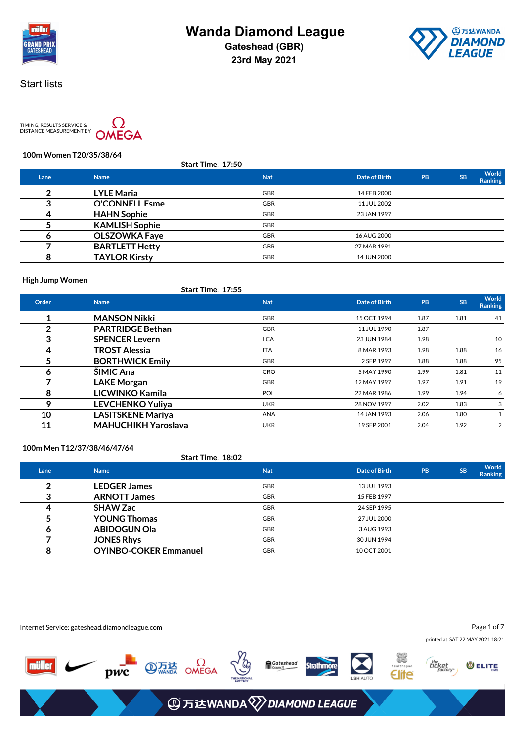# Wanda Diamond League

**Gateshead (GBR)**

**23rd May 2021**

## Start lists

TIMING, RESULTS SERVICE & DISTANCE MEASUREMENT BY OMEGA

### 100m Women T20/35/38/64

**Start Time: 17:50**

| Lane | Name | Nat | Date of Birth | PB | SB | World Ranking |
|---|---|---|---|---|---|---|
| 2 | LYLE Maria | GBR | 14 FEB 2000 | | | |
| 3 | O'CONNELL Esme | GBR | 11 JUL 2002 | | | |
| 4 | HAHN Sophie | GBR | 23 JAN 1997 | | | |
| 5 | KAMLISH Sophie | GBR | | | | |
| 6 | OLSZOWKA Faye | GBR | 16 AUG 2000 | | | |
| 7 | BARTLETT Hetty | GBR | 27 MAR 1991 | | | |
| 8 | TAYLOR Kirsty | GBR | 14 JUN 2000 | | | |

### High Jump Women

**Start Time: 17:55**

| Order | Name | Nat | Date of Birth | PB | SB | World Ranking |
|---|---|---|---|---|---|---|
| 1 | MANSON Nikki | GBR | 15 OCT 1994 | 1.87 | 1.81 | 41 |
| 2 | PARTRIDGE Bethan | GBR | 11 JUL 1990 | 1.87 | | |
| 3 | SPENCER Levern | LCA | 23 JUN 1984 | 1.98 | | 10 |
| 4 | TROST Alessia | ITA | 8 MAR 1993 | 1.98 | 1.88 | 16 |
| 5 | BORTHWICK Emily | GBR | 2 SEP 1997 | 1.88 | 1.88 | 95 |
| 6 | ŠIMIC Ana | CRO | 5 MAY 1990 | 1.99 | 1.81 | 11 |
| 7 | LAKE Morgan | GBR | 12 MAY 1997 | 1.97 | 1.91 | 19 |
| 8 | LICWINKO Kamila | POL | 22 MAR 1986 | 1.99 | 1.94 | 6 |
| 9 | LEVCHENKO Yuliya | UKR | 28 NOV 1997 | 2.02 | 1.83 | 3 |
| 10 | LASITSKENE Mariya | ANA | 14 JAN 1993 | 2.06 | 1.80 | 1 |
| 11 | MAHUCHIKH Yaroslava | UKR | 19 SEP 2001 | 2.04 | 1.92 | 2 |

### 100m Men T12/37/38/46/47/64

**Start Time: 18:02**

| Lane | Name | Nat | Date of Birth | PB | SB | World Ranking |
|---|---|---|---|---|---|---|
| 2 | LEDGER James | GBR | 13 JUL 1993 | | | |
| 3 | ARNOTT James | GBR | 15 FEB 1997 | | | |
| 4 | SHAW Zac | GBR | 24 SEP 1995 | | | |
| 5 | YOUNG Thomas | GBR | 27 JUL 2000 | | | |
| 6 | ABIDOGUN Ola | GBR | 3 AUG 1993 | | | |
| 7 | JONES Rhys | GBR | 30 JUN 1994 | | | |
| 8 | OYINBO-COKER Emmanuel | GBR | 10 OCT 2001 | | | |

Internet Service: gateshead.diamondleague.com

printed at SAT 22 MAY 2021 18:21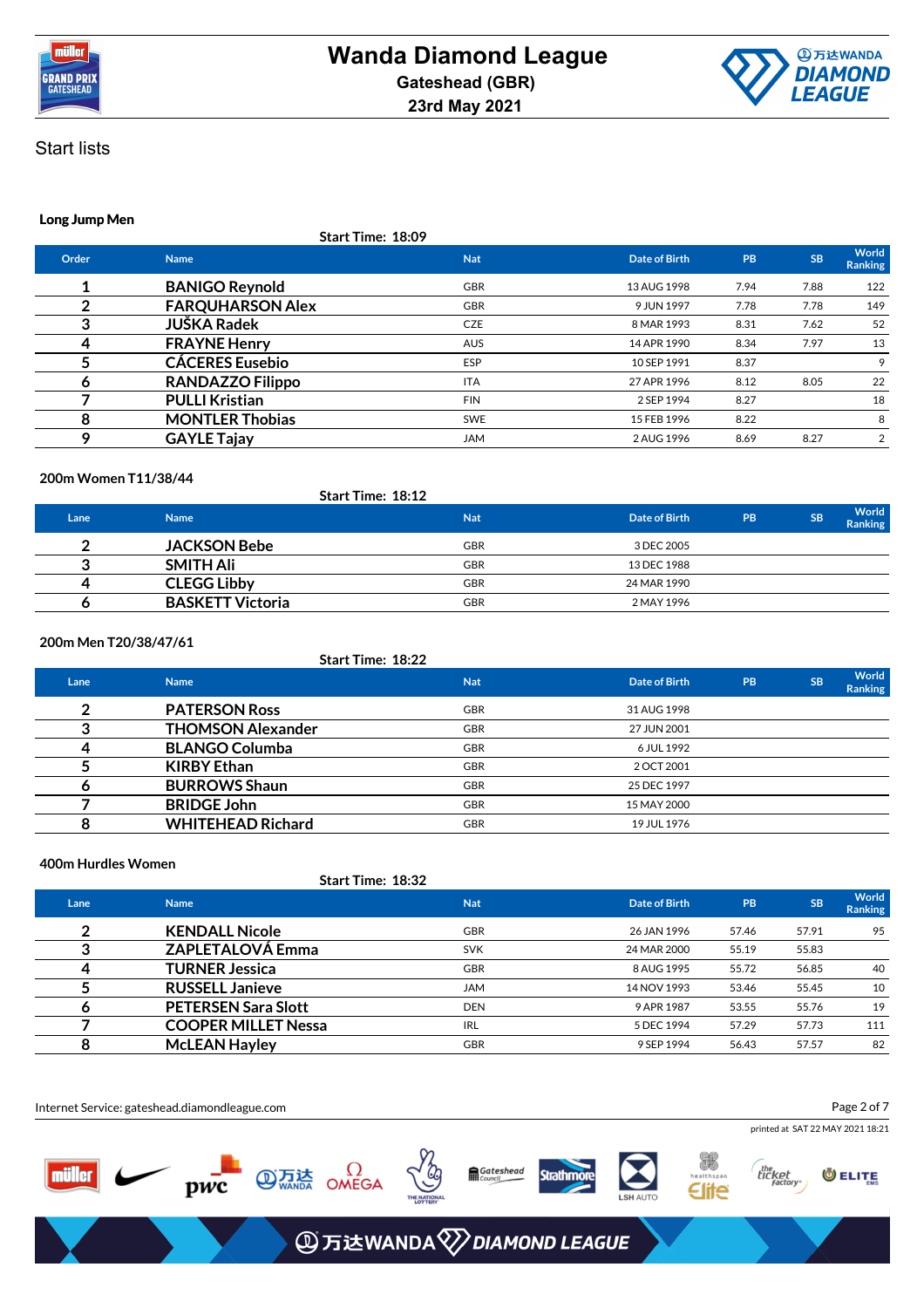# Wanda Diamond League

Gateshead (GBR)

23rd May 2021

## Start lists

### Long Jump Men

Start Time: 18:09

| Order | Name | Nat | Date of Birth | PB | SB | World Ranking |
|---|---|---|---|---|---|---|
| 1 | BANIGO Reynold | GBR | 13 AUG 1998 | 7.94 | 7.88 | 122 |
| 2 | FARQUHARSON Alex | GBR | 9 JUN 1997 | 7.78 | 7.78 | 149 |
| 3 | JUŠKA Radek | CZE | 8 MAR 1993 | 8.31 | 7.62 | 52 |
| 4 | FRAYNE Henry | AUS | 14 APR 1990 | 8.34 | 7.97 | 13 |
| 5 | CÁCERES Eusebio | ESP | 10 SEP 1991 | 8.37 | | 9 |
| 6 | RANDAZZO Filippo | ITA | 27 APR 1996 | 8.12 | 8.05 | 22 |
| 7 | PULLI Kristian | FIN | 2 SEP 1994 | 8.27 | | 18 |
| 8 | MONTLER Thobias | SWE | 15 FEB 1996 | 8.22 | | 8 |
| 9 | GAYLE Tajay | JAM | 2 AUG 1996 | 8.69 | 8.27 | 2 |

### 200m Women T11/38/44

Start Time: 18:12

| Lane | Name | Nat | Date of Birth | PB | SB | World Ranking |
|---|---|---|---|---|---|---|
| 2 | JACKSON Bebe | GBR | 3 DEC 2005 | | | |
| 3 | SMITH Ali | GBR | 13 DEC 1988 | | | |
| 4 | CLEGG Libby | GBR | 24 MAR 1990 | | | |
| 6 | BASKETT Victoria | GBR | 2 MAY 1996 | | | |

### 200m Men T20/38/47/61

Start Time: 18:22

| Lane | Name | Nat | Date of Birth | PB | SB | World Ranking |
|---|---|---|---|---|---|---|
| 2 | PATERSON Ross | GBR | 31 AUG 1998 | | | |
| 3 | THOMSON Alexander | GBR | 27 JUN 2001 | | | |
| 4 | BLANGO Columba | GBR | 6 JUL 1992 | | | |
| 5 | KIRBY Ethan | GBR | 2 OCT 2001 | | | |
| 6 | BURROWS Shaun | GBR | 25 DEC 1997 | | | |
| 7 | BRIDGE John | GBR | 15 MAY 2000 | | | |
| 8 | WHITEHEAD Richard | GBR | 19 JUL 1976 | | | |

### 400m Hurdles Women

Start Time: 18:32

| Lane | Name | Nat | Date of Birth | PB | SB | World Ranking |
|---|---|---|---|---|---|---|
| 2 | KENDALL Nicole | GBR | 26 JAN 1996 | 57.46 | 57.91 | 95 |
| 3 | ZAPLETALOVÁ Emma | SVK | 24 MAR 2000 | 55.19 | 55.83 | |
| 4 | TURNER Jessica | GBR | 8 AUG 1995 | 55.72 | 56.85 | 40 |
| 5 | RUSSELL Janieve | JAM | 14 NOV 1993 | 53.46 | 55.45 | 10 |
| 6 | PETERSEN Sara Slott | DEN | 9 APR 1987 | 53.55 | 55.76 | 19 |
| 7 | COOPER MILLET Nessa | IRL | 5 DEC 1994 | 57.29 | 57.73 | 111 |
| 8 | McLEAN Hayley | GBR | 9 SEP 1994 | 56.43 | 57.57 | 82 |

Internet Service: gateshead.diamondleague.com

printed at SAT 22 MAY 2021 18:21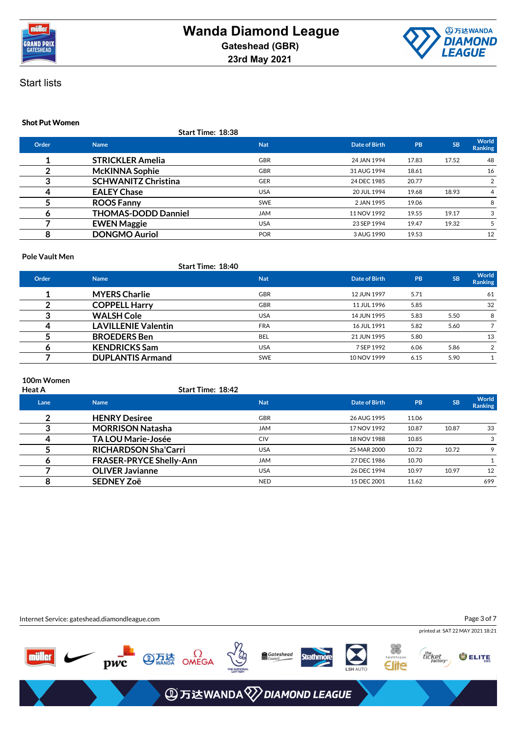# Wanda Diamond League

Gateshead (GBR)

23rd May 2021

Start lists

## Shot Put Women

Start Time: 18:38

| Order | Name | Nat | Date of Birth | PB | SB | World Ranking |
|---|---|---|---|---|---|---|
| 1 | STRICKLER Amelia | GBR | 24 JAN 1994 | 17.83 | 17.52 | 48 |
| 2 | McKINNA Sophie | GBR | 31 AUG 1994 | 18.61 | | 16 |
| 3 | SCHWANITZ Christina | GER | 24 DEC 1985 | 20.77 | | 2 |
| 4 | EALEY Chase | USA | 20 JUL 1994 | 19.68 | 18.93 | 4 |
| 5 | ROOS Fanny | SWE | 2 JAN 1995 | 19.06 | | 8 |
| 6 | THOMAS-DODD Danniel | JAM | 11 NOV 1992 | 19.55 | 19.17 | 3 |
| 7 | EWEN Maggie | USA | 23 SEP 1994 | 19.47 | 19.32 | 5 |
| 8 | DONGMO Auriol | POR | 3 AUG 1990 | 19.53 | | 12 |

## Pole Vault Men

Start Time: 18:40

| Order | Name | Nat | Date of Birth | PB | SB | World Ranking |
|---|---|---|---|---|---|---|
| 1 | MYERS Charlie | GBR | 12 JUN 1997 | 5.71 | | 61 |
| 2 | COPPELL Harry | GBR | 11 JUL 1996 | 5.85 | | 32 |
| 3 | WALSH Cole | USA | 14 JUN 1995 | 5.83 | 5.50 | 8 |
| 4 | LAVILLENIE Valentin | FRA | 16 JUL 1991 | 5.82 | 5.60 | 7 |
| 5 | BROEDERS Ben | BEL | 21 JUN 1995 | 5.80 | | 13 |
| 6 | KENDRICKS Sam | USA | 7 SEP 1992 | 6.06 | 5.86 | 2 |
| 7 | DUPLANTIS Armand | SWE | 10 NOV 1999 | 6.15 | 5.90 | 1 |

## 100m Women

Heat A

Start Time: 18:42

| Lane | Name | Nat | Date of Birth | PB | SB | World Ranking |
|---|---|---|---|---|---|---|
| 2 | HENRY Desiree | GBR | 26 AUG 1995 | 11.06 | | |
| 3 | MORRISON Natasha | JAM | 17 NOV 1992 | 10.87 | 10.87 | 33 |
| 4 | TA LOU Marie-Josée | CIV | 18 NOV 1988 | 10.85 | | 3 |
| 5 | RICHARDSON Sha'Carri | USA | 25 MAR 2000 | 10.72 | 10.72 | 9 |
| 6 | FRASER-PRYCE Shelly-Ann | JAM | 27 DEC 1986 | 10.70 | | 1 |
| 7 | OLIVER Javianne | USA | 26 DEC 1994 | 10.97 | 10.97 | 12 |
| 8 | SEDNEY Zoë | NED | 15 DEC 2001 | 11.62 | | 699 |

Internet Service: gateshead.diamondleague.com

printed at SAT 22 MAY 2021 18:21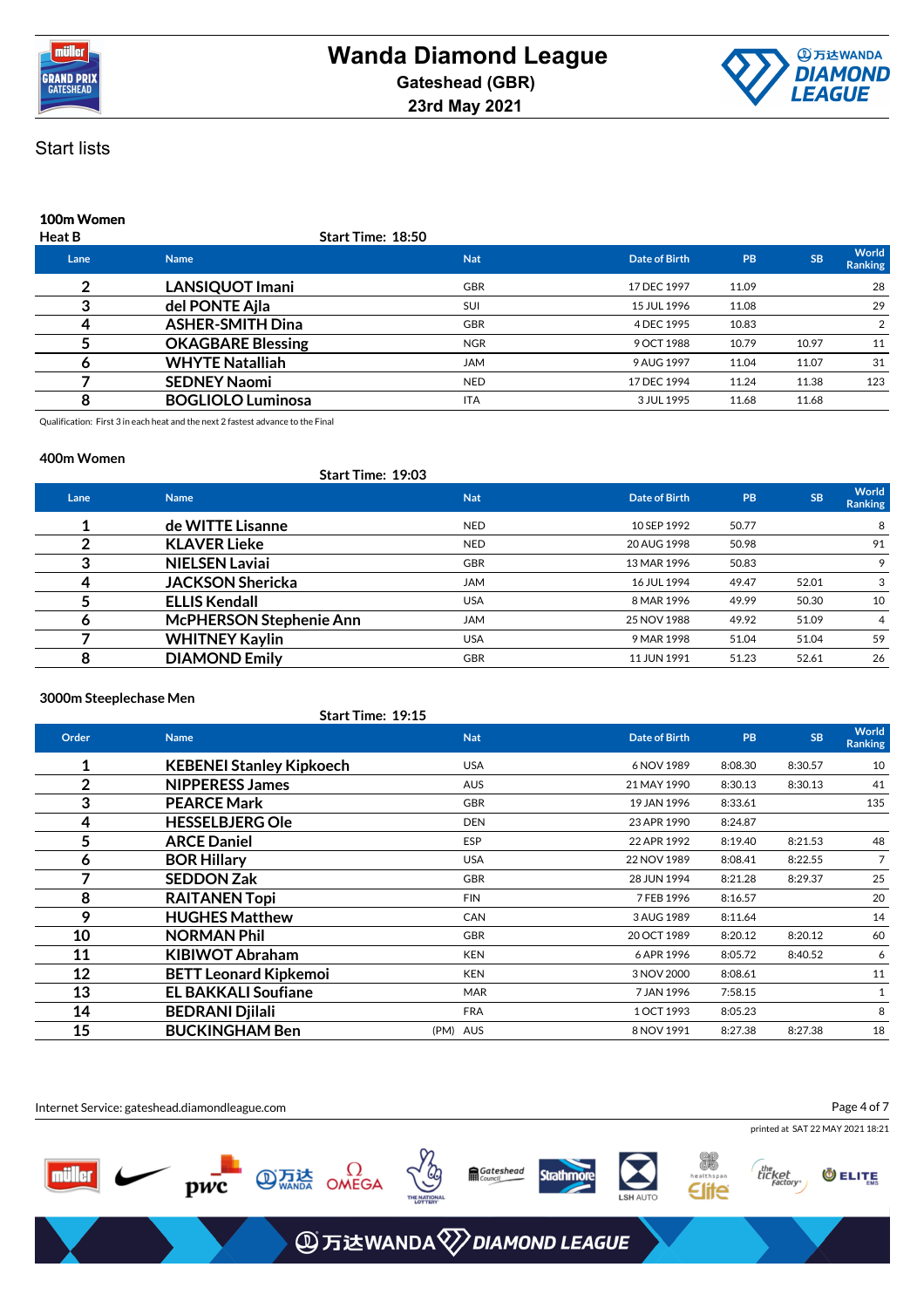# Wanda Diamond League

**Gateshead (GBR)**

**23rd May 2021**

## Start lists

### 100m Women

**Heat B** — Start Time: 18:50

| Lane | Name | Nat | Date of Birth | PB | SB | World Ranking |
|---|---|---|---|---|---|---|
| 2 | LANSIQUOT Imani | GBR | 17 DEC 1997 | 11.09 | | 28 |
| 3 | del PONTE Ajla | SUI | 15 JUL 1996 | 11.08 | | 29 |
| 4 | ASHER-SMITH Dina | GBR | 4 DEC 1995 | 10.83 | | 2 |
| 5 | OKAGBARE Blessing | NGR | 9 OCT 1988 | 10.79 | 10.97 | 11 |
| 6 | WHYTE Natalliah | JAM | 9 AUG 1997 | 11.04 | 11.07 | 31 |
| 7 | SEDNEY Naomi | NED | 17 DEC 1994 | 11.24 | 11.38 | 123 |
| 8 | BOGLIOLO Luminosa | ITA | 3 JUL 1995 | 11.68 | 11.68 | |

Qualification: First 3 in each heat and the next 2 fastest advance to the Final

### 400m Women

Start Time: 19:03

| Lane | Name | Nat | Date of Birth | PB | SB | World Ranking |
|---|---|---|---|---|---|---|
| 1 | de WITTE Lisanne | NED | 10 SEP 1992 | 50.77 | | 8 |
| 2 | KLAVER Lieke | NED | 20 AUG 1998 | 50.98 | | 91 |
| 3 | NIELSEN Laviai | GBR | 13 MAR 1996 | 50.83 | | 9 |
| 4 | JACKSON Shericka | JAM | 16 JUL 1994 | 49.47 | 52.01 | 3 |
| 5 | ELLIS Kendall | USA | 8 MAR 1996 | 49.99 | 50.30 | 10 |
| 6 | McPHERSON Stephenie Ann | JAM | 25 NOV 1988 | 49.92 | 51.09 | 4 |
| 7 | WHITNEY Kaylin | USA | 9 MAR 1998 | 51.04 | 51.04 | 59 |
| 8 | DIAMOND Emily | GBR | 11 JUN 1991 | 51.23 | 52.61 | 26 |

### 3000m Steeplechase Men

Start Time: 19:15

| Order | Name | Nat | Date of Birth | PB | SB | World Ranking |
|---|---|---|---|---|---|---|
| 1 | KEBENEI Stanley Kipkoech | USA | 6 NOV 1989 | 8:08.30 | 8:30.57 | 10 |
| 2 | NIPPERESS James | AUS | 21 MAY 1990 | 8:30.13 | 8:30.13 | 41 |
| 3 | PEARCE Mark | GBR | 19 JAN 1996 | 8:33.61 | | 135 |
| 4 | HESSELBJERG Ole | DEN | 23 APR 1990 | 8:24.87 | | |
| 5 | ARCE Daniel | ESP | 22 APR 1992 | 8:19.40 | 8:21.53 | 48 |
| 6 | BOR Hillary | USA | 22 NOV 1989 | 8:08.41 | 8:22.55 | 7 |
| 7 | SEDDON Zak | GBR | 28 JUN 1994 | 8:21.28 | 8:29.37 | 25 |
| 8 | RAITANEN Topi | FIN | 7 FEB 1996 | 8:16.57 | | 20 |
| 9 | HUGHES Matthew | CAN | 3 AUG 1989 | 8:11.64 | | 14 |
| 10 | NORMAN Phil | GBR | 20 OCT 1989 | 8:20.12 | 8:20.12 | 60 |
| 11 | KIBIWOT Abraham | KEN | 6 APR 1996 | 8:05.72 | 8:40.52 | 6 |
| 12 | BETT Leonard Kipkemoi | KEN | 3 NOV 2000 | 8:08.61 | | 11 |
| 13 | EL BAKKALI Soufiane | MAR | 7 JAN 1996 | 7:58.15 | | 1 |
| 14 | BEDRANI Djilali | FRA | 1 OCT 1993 | 8:05.23 | | 8 |
| 15 | BUCKINGHAM Ben (PM) | AUS | 8 NOV 1991 | 8:27.38 | 8:27.38 | 18 |

Internet Service: gateshead.diamondleague.com

printed at SAT 22 MAY 2021 18:21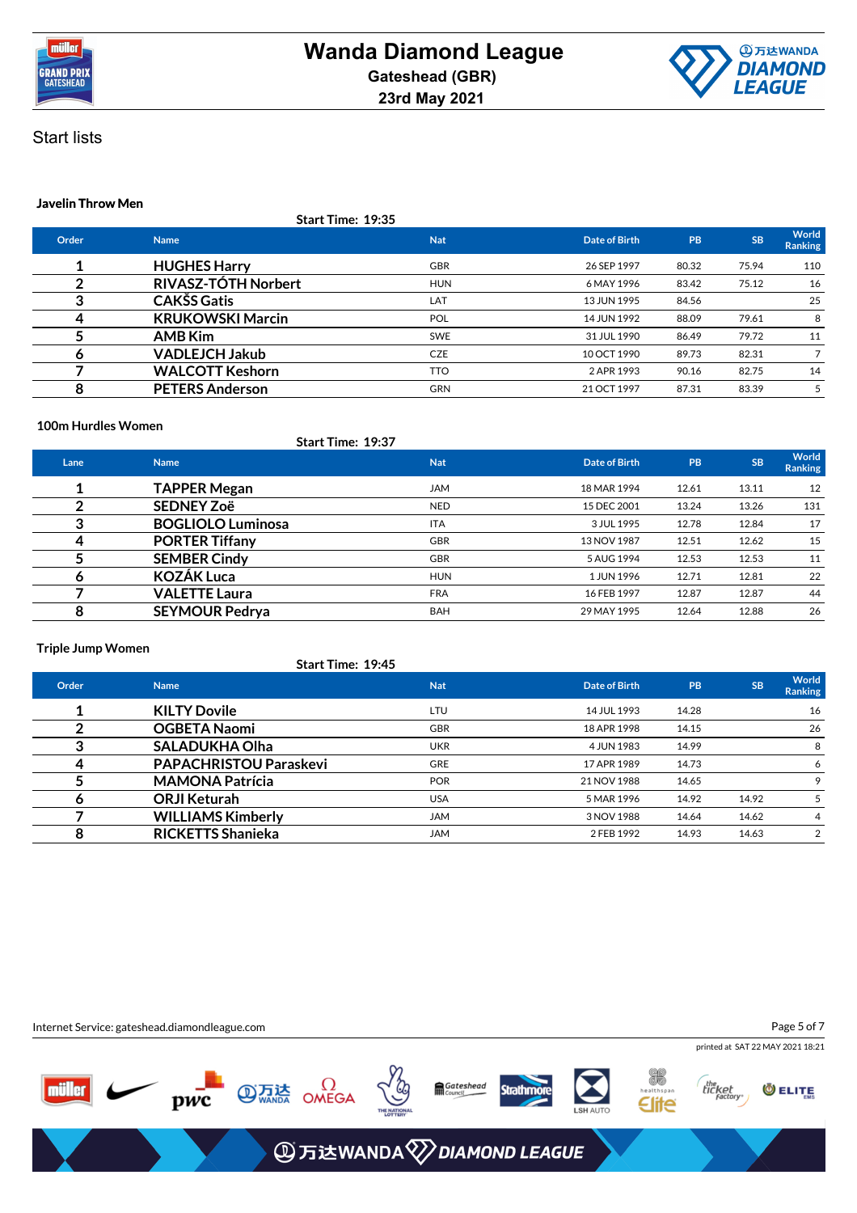# Wanda Diamond League

**Gateshead (GBR)**

**23rd May 2021**

## Start lists

### Javelin Throw Men

**Start Time: 19:35**

| Order | Name | Nat | Date of Birth | PB | SB | World Ranking |
|---|---|---|---|---|---|---|
| 1 | **HUGHES Harry** | GBR | 26 SEP 1997 | 80.32 | 75.94 | 110 |
| 2 | **RIVASZ-TÓTH Norbert** | HUN | 6 MAY 1996 | 83.42 | 75.12 | 16 |
| 3 | **CAKŠS Gatis** | LAT | 13 JUN 1995 | 84.56 | | 25 |
| 4 | **KRUKOWSKI Marcin** | POL | 14 JUN 1992 | 88.09 | 79.61 | 8 |
| 5 | **AMB Kim** | SWE | 31 JUL 1990 | 86.49 | 79.72 | 11 |
| 6 | **VADLEJCH Jakub** | CZE | 10 OCT 1990 | 89.73 | 82.31 | 7 |
| 7 | **WALCOTT Keshorn** | TTO | 2 APR 1993 | 90.16 | 82.75 | 14 |
| 8 | **PETERS Anderson** | GRN | 21 OCT 1997 | 87.31 | 83.39 | 5 |

### 100m Hurdles Women

**Start Time: 19:37**

| Lane | Name | Nat | Date of Birth | PB | SB | World Ranking |
|---|---|---|---|---|---|---|
| 1 | **TAPPER Megan** | JAM | 18 MAR 1994 | 12.61 | 13.11 | 12 |
| 2 | **SEDNEY Zoë** | NED | 15 DEC 2001 | 13.24 | 13.26 | 131 |
| 3 | **BOGLIOLO Luminosa** | ITA | 3 JUL 1995 | 12.78 | 12.84 | 17 |
| 4 | **PORTER Tiffany** | GBR | 13 NOV 1987 | 12.51 | 12.62 | 15 |
| 5 | **SEMBER Cindy** | GBR | 5 AUG 1994 | 12.53 | 12.53 | 11 |
| 6 | **KOZÁK Luca** | HUN | 1 JUN 1996 | 12.71 | 12.81 | 22 |
| 7 | **VALETTE Laura** | FRA | 16 FEB 1997 | 12.87 | 12.87 | 44 |
| 8 | **SEYMOUR Pedrya** | BAH | 29 MAY 1995 | 12.64 | 12.88 | 26 |

### Triple Jump Women

**Start Time: 19:45**

| Order | Name | Nat | Date of Birth | PB | SB | World Ranking |
|---|---|---|---|---|---|---|
| 1 | **KILTY Dovile** | LTU | 14 JUL 1993 | 14.28 | | 16 |
| 2 | **OGBETA Naomi** | GBR | 18 APR 1998 | 14.15 | | 26 |
| 3 | **SALADUKHA Olha** | UKR | 4 JUN 1983 | 14.99 | | 8 |
| 4 | **PAPACHRISTOU Paraskevi** | GRE | 17 APR 1989 | 14.73 | | 6 |
| 5 | **MAMONA Patrícia** | POR | 21 NOV 1988 | 14.65 | | 9 |
| 6 | **ORJI Keturah** | USA | 5 MAR 1996 | 14.92 | 14.92 | 5 |
| 7 | **WILLIAMS Kimberly** | JAM | 3 NOV 1988 | 14.64 | 14.62 | 4 |
| 8 | **RICKETTS Shanieka** | JAM | 2 FEB 1992 | 14.93 | 14.63 | 2 |

Internet Service: gateshead.diamondleague.com

printed at SAT 22 MAY 2021 18:21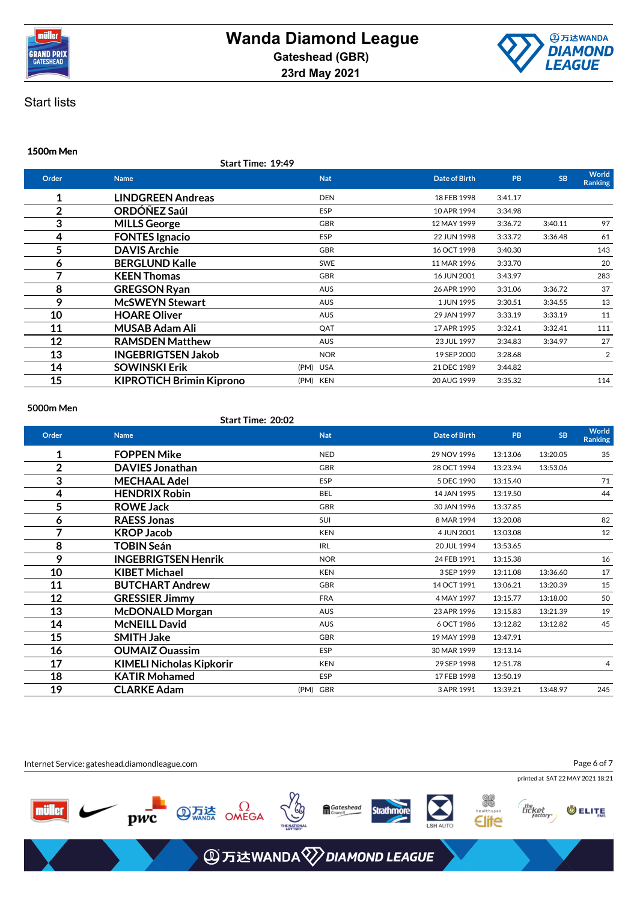# Wanda Diamond League

Gateshead (GBR)

23rd May 2021

Start lists

### 1500m Men

Start Time: 19:49

| Order | Name | | Nat | Date of Birth | PB | SB | World Ranking |
|---|---|---|---|---|---|---|---|
| 1 | LINDGREEN Andreas | | DEN | 18 FEB 1998 | 3:41.17 | | |
| 2 | ORDÓÑEZ Saúl | | ESP | 10 APR 1994 | 3:34.98 | | |
| 3 | MILLS George | | GBR | 12 MAY 1999 | 3:36.72 | 3:40.11 | 97 |
| 4 | FONTES Ignacio | | ESP | 22 JUN 1998 | 3:33.72 | 3:36.48 | 61 |
| 5 | DAVIS Archie | | GBR | 16 OCT 1998 | 3:40.30 | | 143 |
| 6 | BERGLUND Kalle | | SWE | 11 MAR 1996 | 3:33.70 | | 20 |
| 7 | KEEN Thomas | | GBR | 16 JUN 2001 | 3:43.97 | | 283 |
| 8 | GREGSON Ryan | | AUS | 26 APR 1990 | 3:31.06 | 3:36.72 | 37 |
| 9 | McSWEYN Stewart | | AUS | 1 JUN 1995 | 3:30.51 | 3:34.55 | 13 |
| 10 | HOARE Oliver | | AUS | 29 JAN 1997 | 3:33.19 | 3:33.19 | 11 |
| 11 | MUSAB Adam Ali | | QAT | 17 APR 1995 | 3:32.41 | 3:32.41 | 111 |
| 12 | RAMSDEN Matthew | | AUS | 23 JUL 1997 | 3:34.83 | 3:34.97 | 27 |
| 13 | INGEBRIGTSEN Jakob | | NOR | 19 SEP 2000 | 3:28.68 | | 2 |
| 14 | SOWINSKI Erik | (PM) | USA | 21 DEC 1989 | 3:44.82 | | |
| 15 | KIPROTICH Brimin Kiprono | (PM) | KEN | 20 AUG 1999 | 3:35.32 | | 114 |

### 5000m Men

Start Time: 20:02

| Order | Name | | Nat | Date of Birth | PB | SB | World Ranking |
|---|---|---|---|---|---|---|---|
| 1 | FOPPEN Mike | | NED | 29 NOV 1996 | 13:13.06 | 13:20.05 | 35 |
| 2 | DAVIES Jonathan | | GBR | 28 OCT 1994 | 13:23.94 | 13:53.06 | |
| 3 | MECHAAL Adel | | ESP | 5 DEC 1990 | 13:15.40 | | 71 |
| 4 | HENDRIX Robin | | BEL | 14 JAN 1995 | 13:19.50 | | 44 |
| 5 | ROWE Jack | | GBR | 30 JAN 1996 | 13:37.85 | | |
| 6 | RAESS Jonas | | SUI | 8 MAR 1994 | 13:20.08 | | 82 |
| 7 | KROP Jacob | | KEN | 4 JUN 2001 | 13:03.08 | | 12 |
| 8 | TOBIN Seán | | IRL | 20 JUL 1994 | 13:53.65 | | |
| 9 | INGEBRIGTSEN Henrik | | NOR | 24 FEB 1991 | 13:15.38 | | 16 |
| 10 | KIBET Michael | | KEN | 3 SEP 1999 | 13:11.08 | 13:36.60 | 17 |
| 11 | BUTCHART Andrew | | GBR | 14 OCT 1991 | 13:06.21 | 13:20.39 | 15 |
| 12 | GRESSIER Jimmy | | FRA | 4 MAY 1997 | 13:15.77 | 13:18.00 | 50 |
| 13 | McDONALD Morgan | | AUS | 23 APR 1996 | 13:15.83 | 13:21.39 | 19 |
| 14 | McNEILL David | | AUS | 6 OCT 1986 | 13:12.82 | 13:12.82 | 45 |
| 15 | SMITH Jake | | GBR | 19 MAY 1998 | 13:47.91 | | |
| 16 | OUMAIZ Ouassim | | ESP | 30 MAR 1999 | 13:13.14 | | |
| 17 | KIMELI Nicholas Kipkorir | | KEN | 29 SEP 1998 | 12:51.78 | | 4 |
| 18 | KATIR Mohamed | | ESP | 17 FEB 1998 | 13:50.19 | | |
| 19 | CLARKE Adam | (PM) | GBR | 3 APR 1991 | 13:39.21 | 13:48.97 | 245 |

Internet Service: gateshead.diamondleague.com

printed at SAT 22 MAY 2021 18:21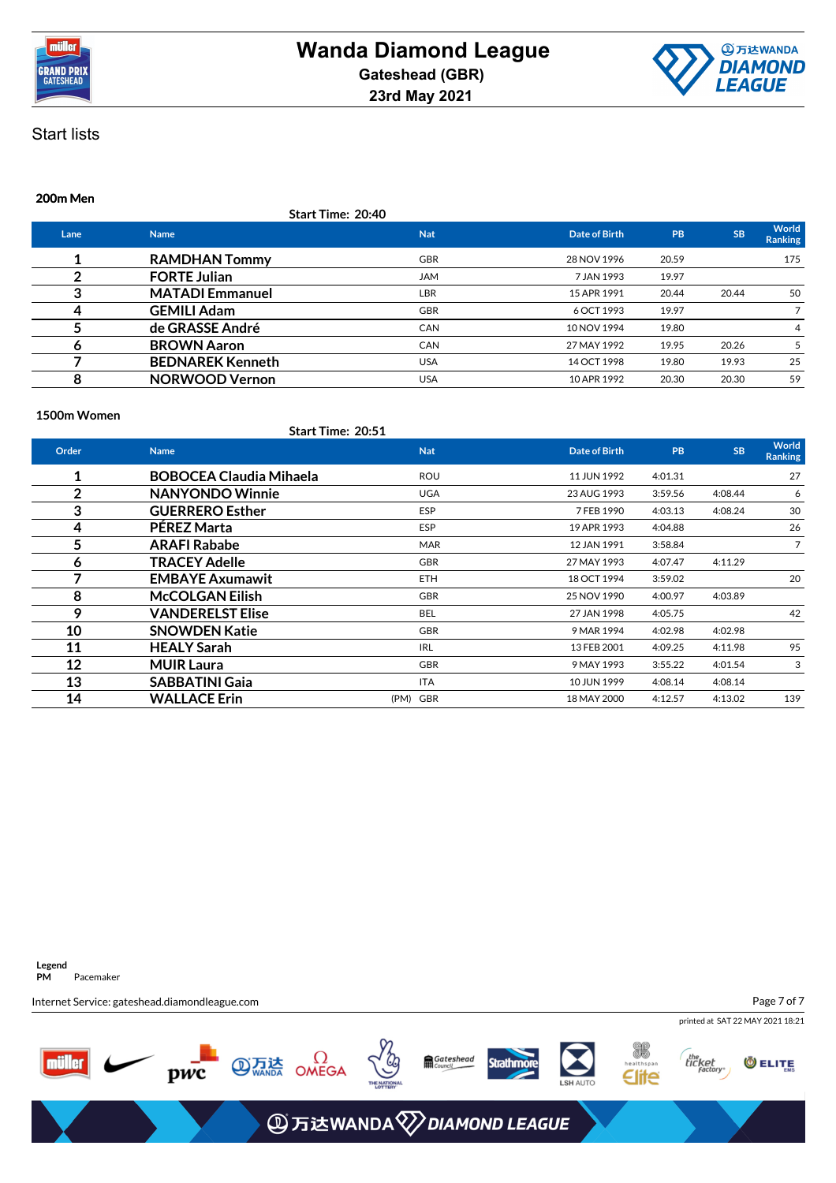# Wanda Diamond League

Gateshead (GBR)

23rd May 2021

Start lists

## 200m Men

Start Time: 20:40

| Lane | Name | Nat | Date of Birth | PB | SB | World Ranking |
|---|---|---|---|---|---|---|
| 1 | RAMDHAN Tommy | GBR | 28 NOV 1996 | 20.59 | | 175 |
| 2 | FORTE Julian | JAM | 7 JAN 1993 | 19.97 | | |
| 3 | MATADI Emmanuel | LBR | 15 APR 1991 | 20.44 | 20.44 | 50 |
| 4 | GEMILI Adam | GBR | 6 OCT 1993 | 19.97 | | 7 |
| 5 | de GRASSE André | CAN | 10 NOV 1994 | 19.80 | | 4 |
| 6 | BROWN Aaron | CAN | 27 MAY 1992 | 19.95 | 20.26 | 5 |
| 7 | BEDNAREK Kenneth | USA | 14 OCT 1998 | 19.80 | 19.93 | 25 |
| 8 | NORWOOD Vernon | USA | 10 APR 1992 | 20.30 | 20.30 | 59 |

## 1500m Women

Start Time: 20:51

| Order | Name | Nat | Date of Birth | PB | SB | World Ranking |
|---|---|---|---|---|---|---|
| 1 | BOBOCEA Claudia Mihaela | ROU | 11 JUN 1992 | 4:01.31 | | 27 |
| 2 | NANYONDO Winnie | UGA | 23 AUG 1993 | 3:59.56 | 4:08.44 | 6 |
| 3 | GUERRERO Esther | ESP | 7 FEB 1990 | 4:03.13 | 4:08.24 | 30 |
| 4 | PÉREZ Marta | ESP | 19 APR 1993 | 4:04.88 | | 26 |
| 5 | ARAFI Rababe | MAR | 12 JAN 1991 | 3:58.84 | | 7 |
| 6 | TRACEY Adelle | GBR | 27 MAY 1993 | 4:07.47 | 4:11.29 | |
| 7 | EMBAYE Axumawit | ETH | 18 OCT 1994 | 3:59.02 | | 20 |
| 8 | McCOLGAN Eilish | GBR | 25 NOV 1990 | 4:00.97 | 4:03.89 | |
| 9 | VANDERELST Elise | BEL | 27 JAN 1998 | 4:05.75 | | 42 |
| 10 | SNOWDEN Katie | GBR | 9 MAR 1994 | 4:02.98 | 4:02.98 | |
| 11 | HEALY Sarah | IRL | 13 FEB 2001 | 4:09.25 | 4:11.98 | 95 |
| 12 | MUIR Laura | GBR | 9 MAY 1993 | 3:55.22 | 4:01.54 | 3 |
| 13 | SABBATINI Gaia | ITA | 10 JUN 1999 | 4:08.14 | 4:08.14 | |
| 14 | WALLACE Erin (PM) | GBR | 18 MAY 2000 | 4:12.57 | 4:13.02 | 139 |

**Legend**

**PM** Pacemaker

Internet Service: gateshead.diamondleague.com

printed at SAT 22 MAY 2021 18:21